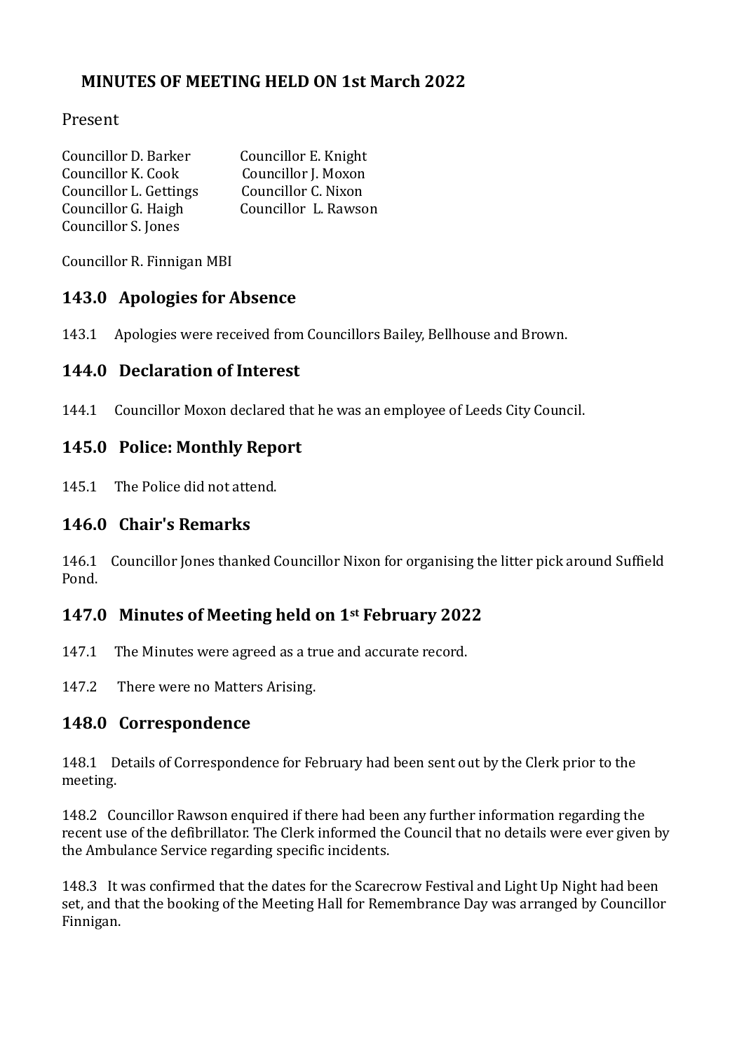# MINUTES OF MEETING HELD ON 1st March 2022

Present

Councillor D. Barker
Councillor K. Cook
Councillor L. Gettings
Councillor G. Haigh
Councillor S. Jones
Councillor E. Knight
Councillor J. Moxon
Councillor C. Nixon
Councillor L. Rawson

Councillor R. Finnigan MBI

## 143.0 Apologies for Absence

143.1 Apologies were received from Councillors Bailey, Bellhouse and Brown.

## 144.0 Declaration of Interest

144.1 Councillor Moxon declared that he was an employee of Leeds City Council.

## 145.0 Police: Monthly Report

145.1 The Police did not attend.

## 146.0 Chair's Remarks

146.1 Councillor Jones thanked Councillor Nixon for organising the litter pick around Suffield Pond.

## 147.0 Minutes of Meeting held on 1st February 2022

147.1 The Minutes were agreed as a true and accurate record.

147.2 There were no Matters Arising.

## 148.0 Correspondence

148.1 Details of Correspondence for February had been sent out by the Clerk prior to the meeting.

148.2 Councillor Rawson enquired if there had been any further information regarding the recent use of the defibrillator. The Clerk informed the Council that no details were ever given by the Ambulance Service regarding specific incidents.

148.3 It was confirmed that the dates for the Scarecrow Festival and Light Up Night had been set, and that the booking of the Meeting Hall for Remembrance Day was arranged by Councillor Finnigan.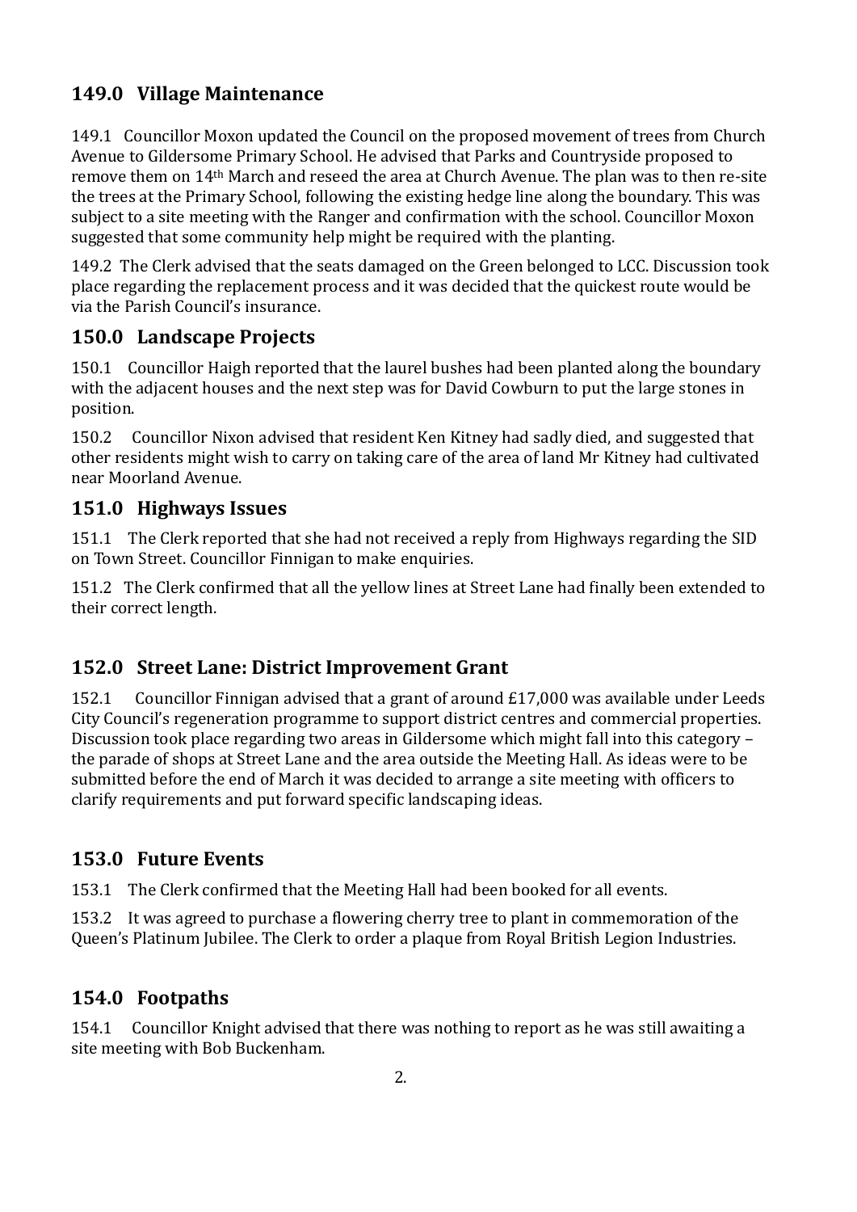## 149.0 Village Maintenance

149.1 Councillor Moxon updated the Council on the proposed movement of trees from Church Avenue to Gildersome Primary School. He advised that Parks and Countryside proposed to remove them on 14th March and reseed the area at Church Avenue. The plan was to then re-site the trees at the Primary School, following the existing hedge line along the boundary. This was subject to a site meeting with the Ranger and confirmation with the school. Councillor Moxon suggested that some community help might be required with the planting.

149.2 The Clerk advised that the seats damaged on the Green belonged to LCC. Discussion took place regarding the replacement process and it was decided that the quickest route would be via the Parish Council's insurance.

## 150.0 Landscape Projects

150.1 Councillor Haigh reported that the laurel bushes had been planted along the boundary with the adjacent houses and the next step was for David Cowburn to put the large stones in position.

150.2 Councillor Nixon advised that resident Ken Kitney had sadly died, and suggested that other residents might wish to carry on taking care of the area of land Mr Kitney had cultivated near Moorland Avenue.

## 151.0 Highways Issues

151.1 The Clerk reported that she had not received a reply from Highways regarding the SID on Town Street. Councillor Finnigan to make enquiries.

151.2 The Clerk confirmed that all the yellow lines at Street Lane had finally been extended to their correct length.

## 152.0 Street Lane: District Improvement Grant

152.1 Councillor Finnigan advised that a grant of around £17,000 was available under Leeds City Council's regeneration programme to support district centres and commercial properties. Discussion took place regarding two areas in Gildersome which might fall into this category – the parade of shops at Street Lane and the area outside the Meeting Hall. As ideas were to be submitted before the end of March it was decided to arrange a site meeting with officers to clarify requirements and put forward specific landscaping ideas.

## 153.0 Future Events

153.1 The Clerk confirmed that the Meeting Hall had been booked for all events.

153.2 It was agreed to purchase a flowering cherry tree to plant in commemoration of the Queen's Platinum Jubilee. The Clerk to order a plaque from Royal British Legion Industries.

## 154.0 Footpaths

154.1 Councillor Knight advised that there was nothing to report as he was still awaiting a site meeting with Bob Buckenham.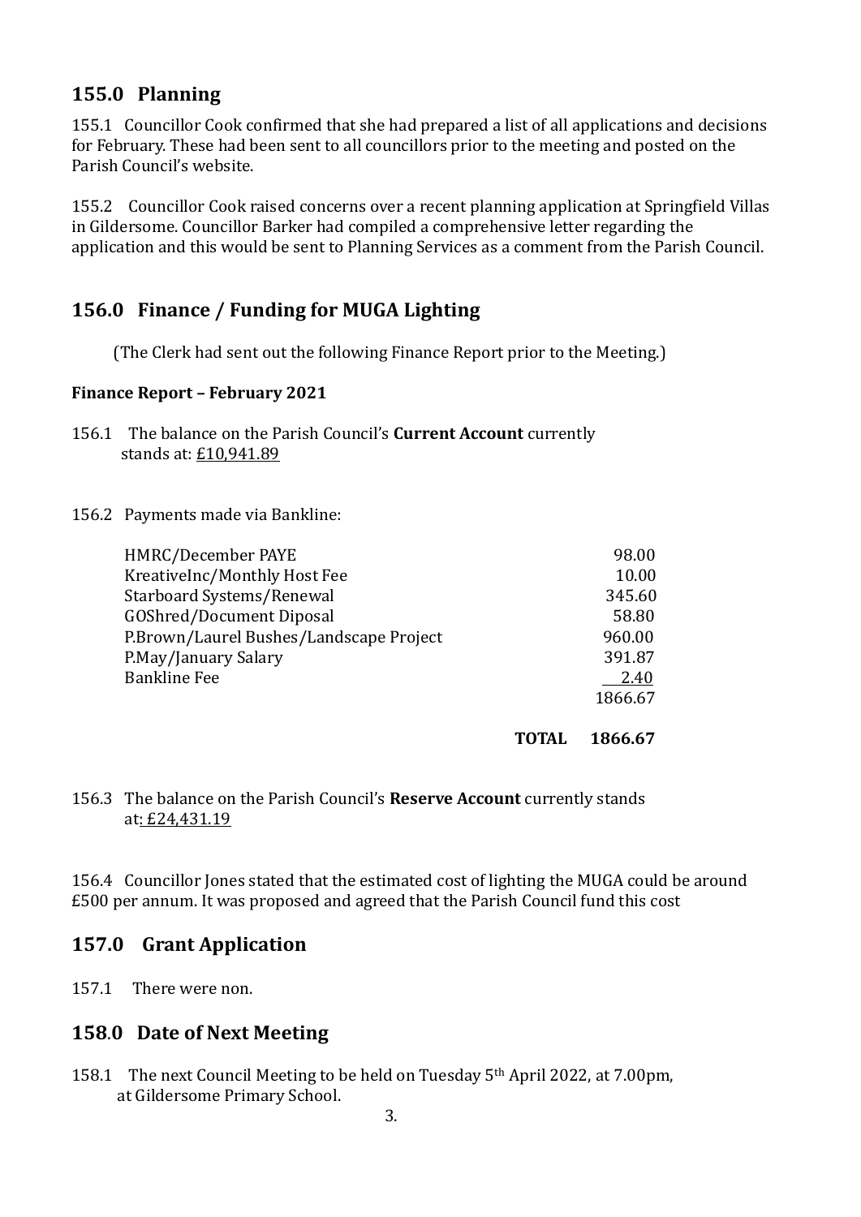## 155.0 Planning

155.1 Councillor Cook confirmed that she had prepared a list of all applications and decisions for February. These had been sent to all councillors prior to the meeting and posted on the Parish Council's website.

155.2 Councillor Cook raised concerns over a recent planning application at Springfield Villas in Gildersome. Councillor Barker had compiled a comprehensive letter regarding the application and this would be sent to Planning Services as a comment from the Parish Council.

## 156.0 Finance / Funding for MUGA Lighting

(The Clerk had sent out the following Finance Report prior to the Meeting.)

**Finance Report – February 2021**

156.1 The balance on the Parish Council's **Current Account** currently stands at: £10,941.89

156.2 Payments made via Bankline:

| | |
|---|---:|
| HMRC/December PAYE | 98.00 |
| KreativeInc/Monthly Host Fee | 10.00 |
| Starboard Systems/Renewal | 345.60 |
| GOShred/Document Diposal | 58.80 |
| P.Brown/Laurel Bushes/Landscape Project | 960.00 |
| P.May/January Salary | 391.87 |
| Bankline Fee | 2.40 |
| | 1866.67 |
| **TOTAL** | **1866.67** |

156.3 The balance on the Parish Council's **Reserve Account** currently stands at: £24,431.19

156.4 Councillor Jones stated that the estimated cost of lighting the MUGA could be around £500 per annum. It was proposed and agreed that the Parish Council fund this cost

## 157.0 Grant Application

157.1 There were non.

## 158.0 Date of Next Meeting

158.1 The next Council Meeting to be held on Tuesday 5th April 2022, at 7.00pm, at Gildersome Primary School.